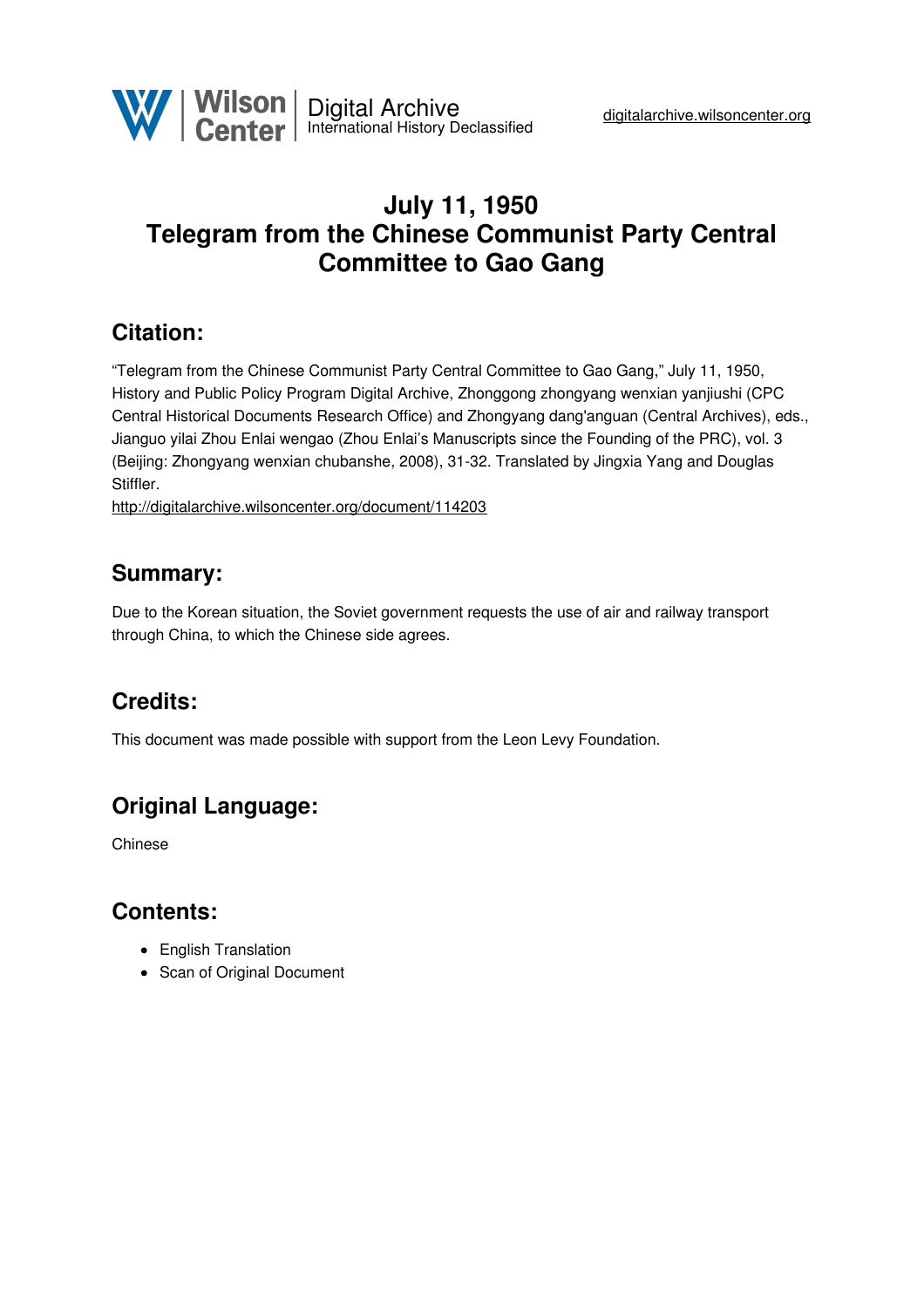Wilson Center | Digital Archive
International History Declassified

digitalarchive.wilsoncenter.org

# July 11, 1950
# Telegram from the Chinese Communist Party Central Committee to Gao Gang

## Citation:

"Telegram from the Chinese Communist Party Central Committee to Gao Gang," July 11, 1950, History and Public Policy Program Digital Archive, Zhonggong zhongyang wenxian yanjiushi (CPC Central Historical Documents Research Office) and Zhongyang dang'anguan (Central Archives), eds., Jianguo yilai Zhou Enlai wengao (Zhou Enlai's Manuscripts since the Founding of the PRC), vol. 3 (Beijing: Zhongyang wenxian chubanshe, 2008), 31-32. Translated by Jingxia Yang and Douglas Stiffler.
http://digitalarchive.wilsoncenter.org/document/114203

## Summary:

Due to the Korean situation, the Soviet government requests the use of air and railway transport through China, to which the Chinese side agrees.

## Credits:

This document was made possible with support from the Leon Levy Foundation.

## Original Language:

Chinese

## Contents:

- English Translation
- Scan of Original Document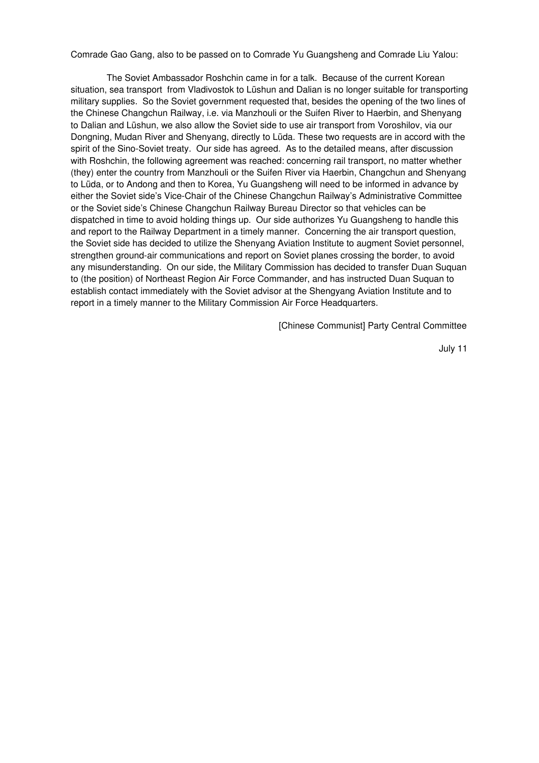Comrade Gao Gang, also to be passed on to Comrade Yu Guangsheng and Comrade Liu Yalou:

The Soviet Ambassador Roshchin came in for a talk. Because of the current Korean situation, sea transport from Vladivostok to Lüshun and Dalian is no longer suitable for transporting military supplies. So the Soviet government requested that, besides the opening of the two lines of the Chinese Changchun Railway, i.e. via Manzhouli or the Suifen River to Haerbin, and Shenyang to Dalian and Lüshun, we also allow the Soviet side to use air transport from Voroshilov, via our Dongning, Mudan River and Shenyang, directly to Lüda. These two requests are in accord with the spirit of the Sino-Soviet treaty. Our side has agreed. As to the detailed means, after discussion with Roshchin, the following agreement was reached: concerning rail transport, no matter whether (they) enter the country from Manzhouli or the Suifen River via Haerbin, Changchun and Shenyang to Lüda, or to Andong and then to Korea, Yu Guangsheng will need to be informed in advance by either the Soviet side's Vice-Chair of the Chinese Changchun Railway's Administrative Committee or the Soviet side's Chinese Changchun Railway Bureau Director so that vehicles can be dispatched in time to avoid holding things up. Our side authorizes Yu Guangsheng to handle this and report to the Railway Department in a timely manner. Concerning the air transport question, the Soviet side has decided to utilize the Shenyang Aviation Institute to augment Soviet personnel, strengthen ground-air communications and report on Soviet planes crossing the border, to avoid any misunderstanding. On our side, the Military Commission has decided to transfer Duan Suquan to (the position) of Northeast Region Air Force Commander, and has instructed Duan Suquan to establish contact immediately with the Soviet advisor at the Shengyang Aviation Institute and to report in a timely manner to the Military Commission Air Force Headquarters.

[Chinese Communist] Party Central Committee

July 11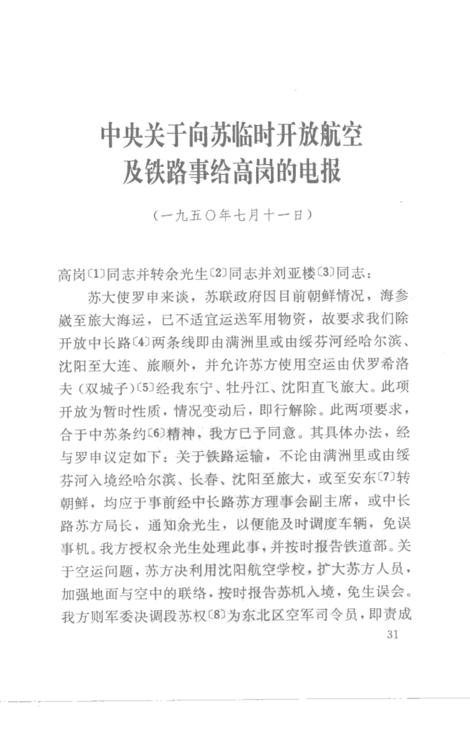# 中央关于向苏临时开放航空及铁路事给高岗的电报

（一九五〇年七月十一日）

高岗[1]同志并转余光生[2]同志并刘亚楼[3]同志：

苏大使罗申来谈，苏联政府因目前朝鲜情况，海参崴至旅大海运，已不适宜运送军用物资，故要求我们除开放中长路[4]两条线即由满洲里或由绥芬河经哈尔滨、沈阳至大连、旅顺外，并允许苏方使用空运由伏罗希洛夫（双城子）[5]经我东宁、牡丹江、沈阳直飞旅大。此项开放为暂时性质，情况变动后，即行解除。此两项要求，合于中苏条约[6]精神，我方已予同意。其具体办法，经与罗申议定如下：关于铁路运输，不论由满洲里或由绥芬河入境经哈尔滨、长春、沈阳至旅大，或至安东[7]转朝鲜，均应于事前经中长路苏方理事会副主席，或中长路苏方局长，通知余光生，以便能及时调度车辆，免误事机。我方授权余光生处理此事，并按时报告铁道部。关于空运问题，苏方决利用沈阳航空学校，扩大苏方人员，加强地面与空中的联络，按时报告苏机入境，免生误会。我方则军委决调段苏权[8]为东北区空军司令员，即责成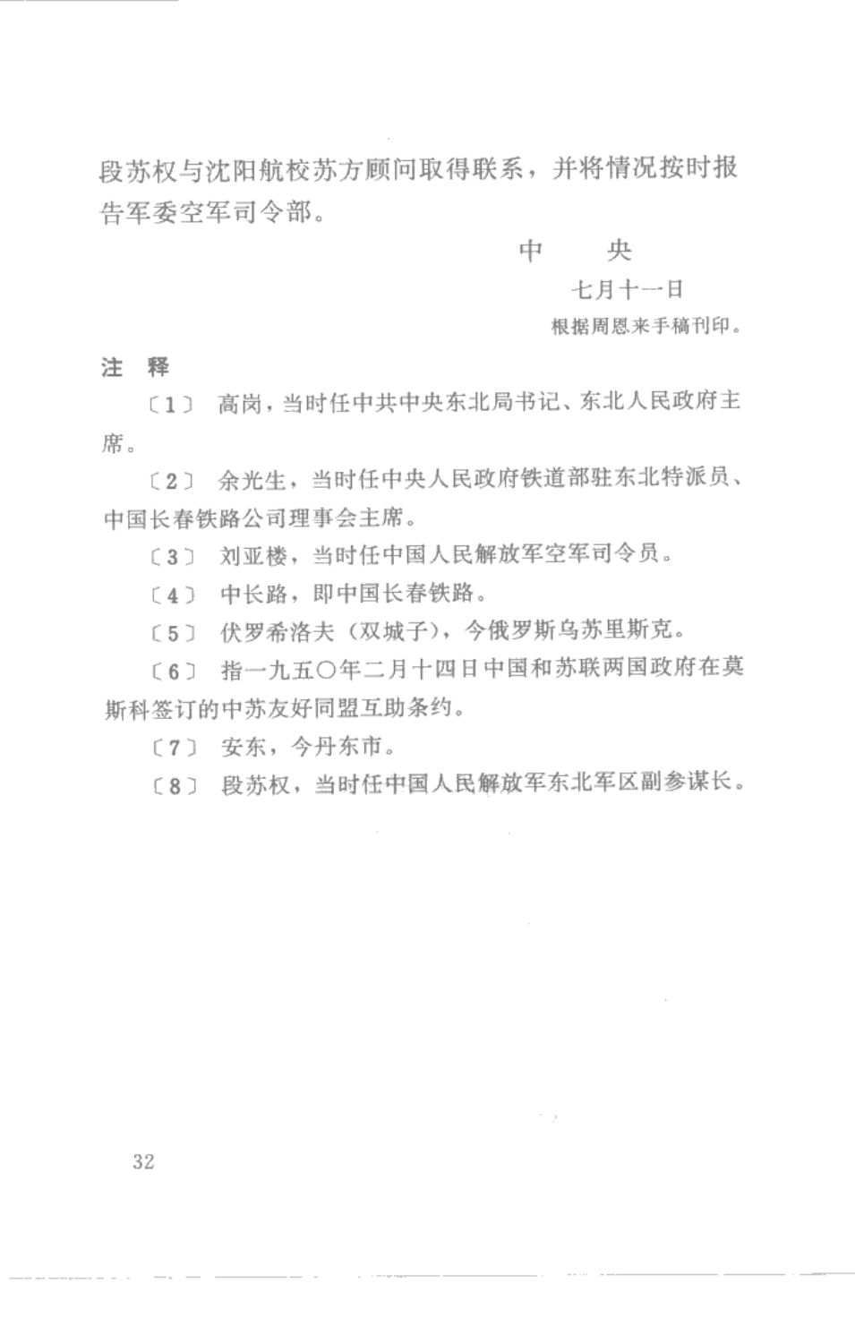段苏权与沈阳航校苏方顾问取得联系，并将情况按时报告军委空军司令部。

中　　央

七月十一日

根据周恩来手稿刊印。

**注　释**

〔1〕 高岗，当时任中共中央东北局书记、东北人民政府主席。

〔2〕 余光生，当时任中央人民政府铁道部驻东北特派员、中国长春铁路公司理事会主席。

〔3〕 刘亚楼，当时任中国人民解放军空军司令员。

〔4〕 中长路，即中国长春铁路。

〔5〕 伏罗希洛夫（双城子），今俄罗斯乌苏里斯克。

〔6〕 指一九五〇年二月十四日中国和苏联两国政府在莫斯科签订的中苏友好同盟互助条约。

〔7〕 安东，今丹东市。

〔8〕 段苏权，当时任中国人民解放军东北军区副参谋长。